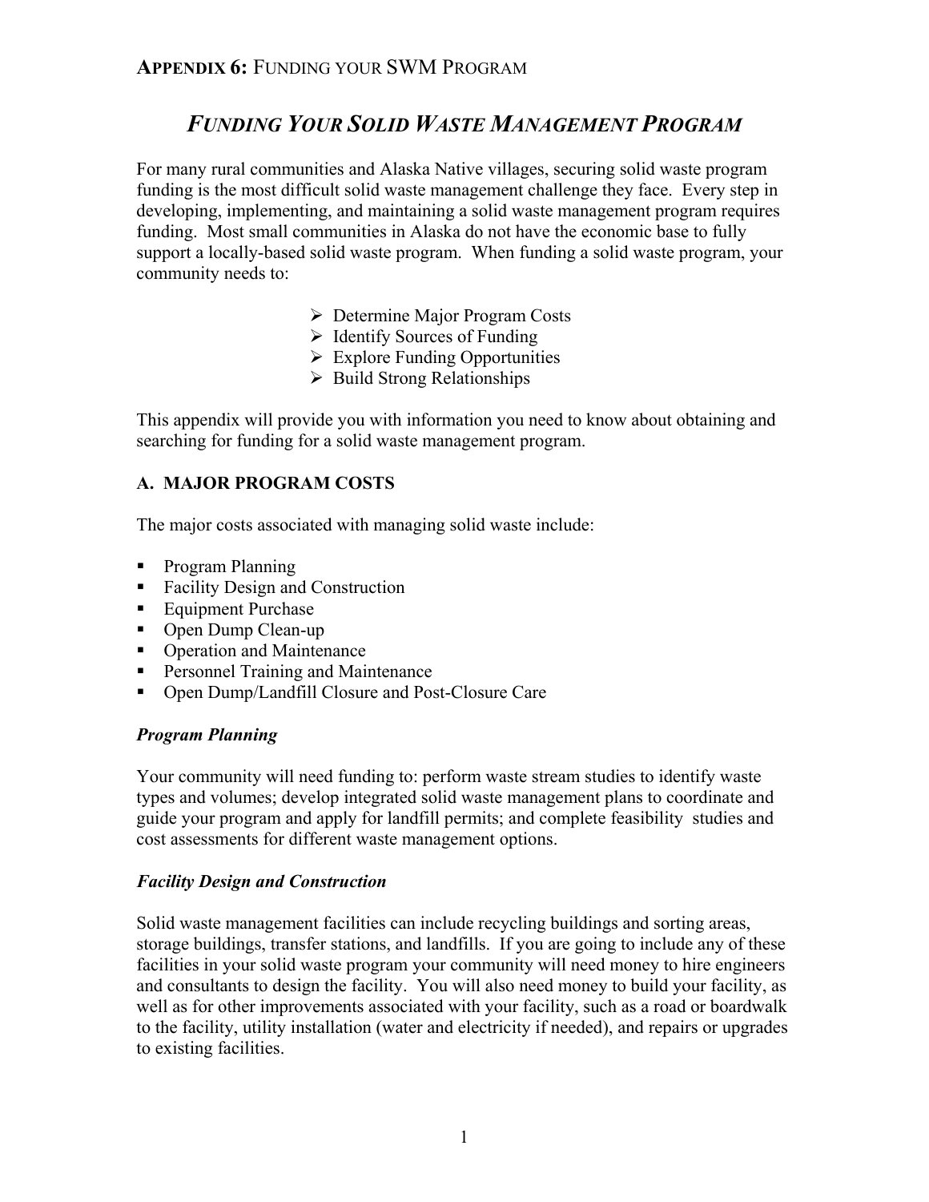# *FUNDING YOUR SOLID WASTE MANAGEMENT PROGRAM*

For many rural communities and Alaska Native villages, securing solid waste program funding is the most difficult solid waste management challenge they face. Every step in developing, implementing, and maintaining a solid waste management program requires funding. Most small communities in Alaska do not have the economic base to fully support a locally-based solid waste program. When funding a solid waste program, your community needs to:

- Determine Major Program Costs
- Identify Sources of Funding
- Explore Funding Opportunities
- Build Strong Relationships

This appendix will provide you with information you need to know about obtaining and searching for funding for a solid waste management program.

## A. MAJOR PROGRAM COSTS

The major costs associated with managing solid waste include:

- Program Planning
- Facility Design and Construction
- Equipment Purchase
- Open Dump Clean-up
- Operation and Maintenance
- Personnel Training and Maintenance
- Open Dump/Landfill Closure and Post-Closure Care

### *Program Planning*

Your community will need funding to: perform waste stream studies to identify waste types and volumes; develop integrated solid waste management plans to coordinate and guide your program and apply for landfill permits; and complete feasibility studies and cost assessments for different waste management options.

### *Facility Design and Construction*

Solid waste management facilities can include recycling buildings and sorting areas, storage buildings, transfer stations, and landfills. If you are going to include any of these facilities in your solid waste program your community will need money to hire engineers and consultants to design the facility. You will also need money to build your facility, as well as for other improvements associated with your facility, such as a road or boardwalk to the facility, utility installation (water and electricity if needed), and repairs or upgrades to existing facilities.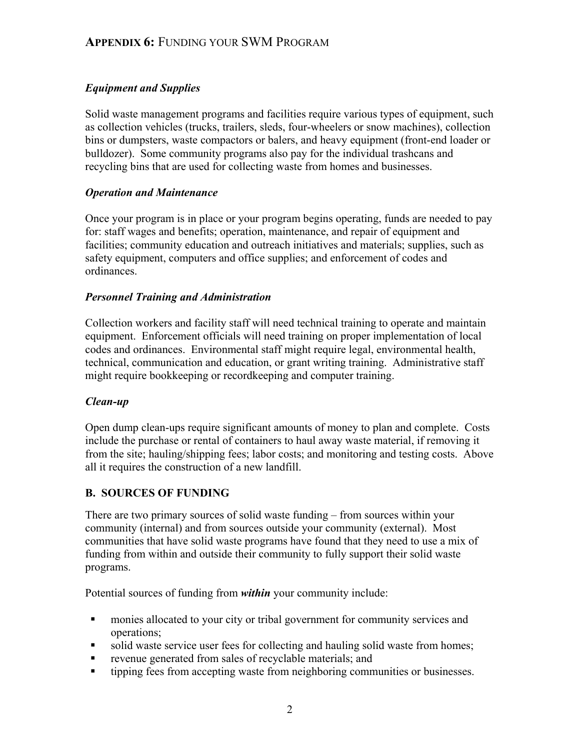### *Equipment and Supplies*

Solid waste management programs and facilities require various types of equipment, such as collection vehicles (trucks, trailers, sleds, four-wheelers or snow machines), collection bins or dumpsters, waste compactors or balers, and heavy equipment (front-end loader or bulldozer). Some community programs also pay for the individual trashcans and recycling bins that are used for collecting waste from homes and businesses.

### *Operation and Maintenance*

Once your program is in place or your program begins operating, funds are needed to pay for: staff wages and benefits; operation, maintenance, and repair of equipment and facilities; community education and outreach initiatives and materials; supplies, such as safety equipment, computers and office supplies; and enforcement of codes and ordinances.

### *Personnel Training and Administration*

Collection workers and facility staff will need technical training to operate and maintain equipment. Enforcement officials will need training on proper implementation of local codes and ordinances. Environmental staff might require legal, environmental health, technical, communication and education, or grant writing training. Administrative staff might require bookkeeping or recordkeeping and computer training.

### *Clean-up*

Open dump clean-ups require significant amounts of money to plan and complete. Costs include the purchase or rental of containers to haul away waste material, if removing it from the site; hauling/shipping fees; labor costs; and monitoring and testing costs. Above all it requires the construction of a new landfill.

## B. SOURCES OF FUNDING

There are two primary sources of solid waste funding – from sources within your community (internal) and from sources outside your community (external). Most communities that have solid waste programs have found that they need to use a mix of funding from within and outside their community to fully support their solid waste programs.

Potential sources of funding from ***within*** your community include:

- monies allocated to your city or tribal government for community services and operations;
- solid waste service user fees for collecting and hauling solid waste from homes;
- revenue generated from sales of recyclable materials; and
- tipping fees from accepting waste from neighboring communities or businesses.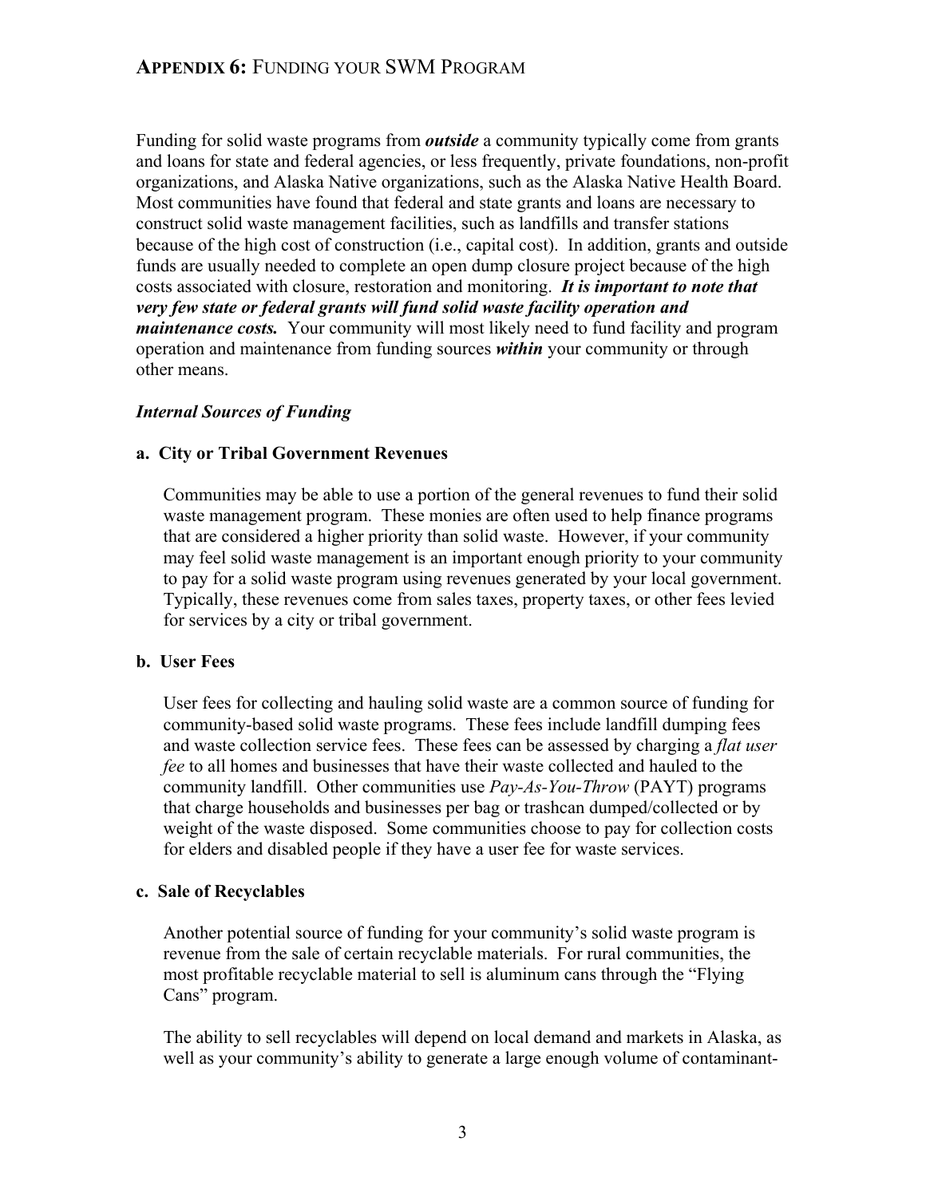## APPENDIX 6: FUNDING YOUR SWM PROGRAM

Funding for solid waste programs from ***outside*** a community typically come from grants and loans for state and federal agencies, or less frequently, private foundations, non-profit organizations, and Alaska Native organizations, such as the Alaska Native Health Board. Most communities have found that federal and state grants and loans are necessary to construct solid waste management facilities, such as landfills and transfer stations because of the high cost of construction (i.e., capital cost). In addition, grants and outside funds are usually needed to complete an open dump closure project because of the high costs associated with closure, restoration and monitoring. ***It is important to note that very few state or federal grants will fund solid waste facility operation and maintenance costs.*** Your community will most likely need to fund facility and program operation and maintenance from funding sources ***within*** your community or through other means.

### *Internal Sources of Funding*

#### a. City or Tribal Government Revenues

Communities may be able to use a portion of the general revenues to fund their solid waste management program. These monies are often used to help finance programs that are considered a higher priority than solid waste. However, if your community may feel solid waste management is an important enough priority to your community to pay for a solid waste program using revenues generated by your local government. Typically, these revenues come from sales taxes, property taxes, or other fees levied for services by a city or tribal government.

#### b. User Fees

User fees for collecting and hauling solid waste are a common source of funding for community-based solid waste programs. These fees include landfill dumping fees and waste collection service fees. These fees can be assessed by charging a *flat user fee* to all homes and businesses that have their waste collected and hauled to the community landfill. Other communities use *Pay-As-You-Throw* (PAYT) programs that charge households and businesses per bag or trashcan dumped/collected or by weight of the waste disposed. Some communities choose to pay for collection costs for elders and disabled people if they have a user fee for waste services.

#### c. Sale of Recyclables

Another potential source of funding for your community's solid waste program is revenue from the sale of certain recyclable materials. For rural communities, the most profitable recyclable material to sell is aluminum cans through the "Flying Cans" program.

The ability to sell recyclables will depend on local demand and markets in Alaska, as well as your community's ability to generate a large enough volume of contaminant-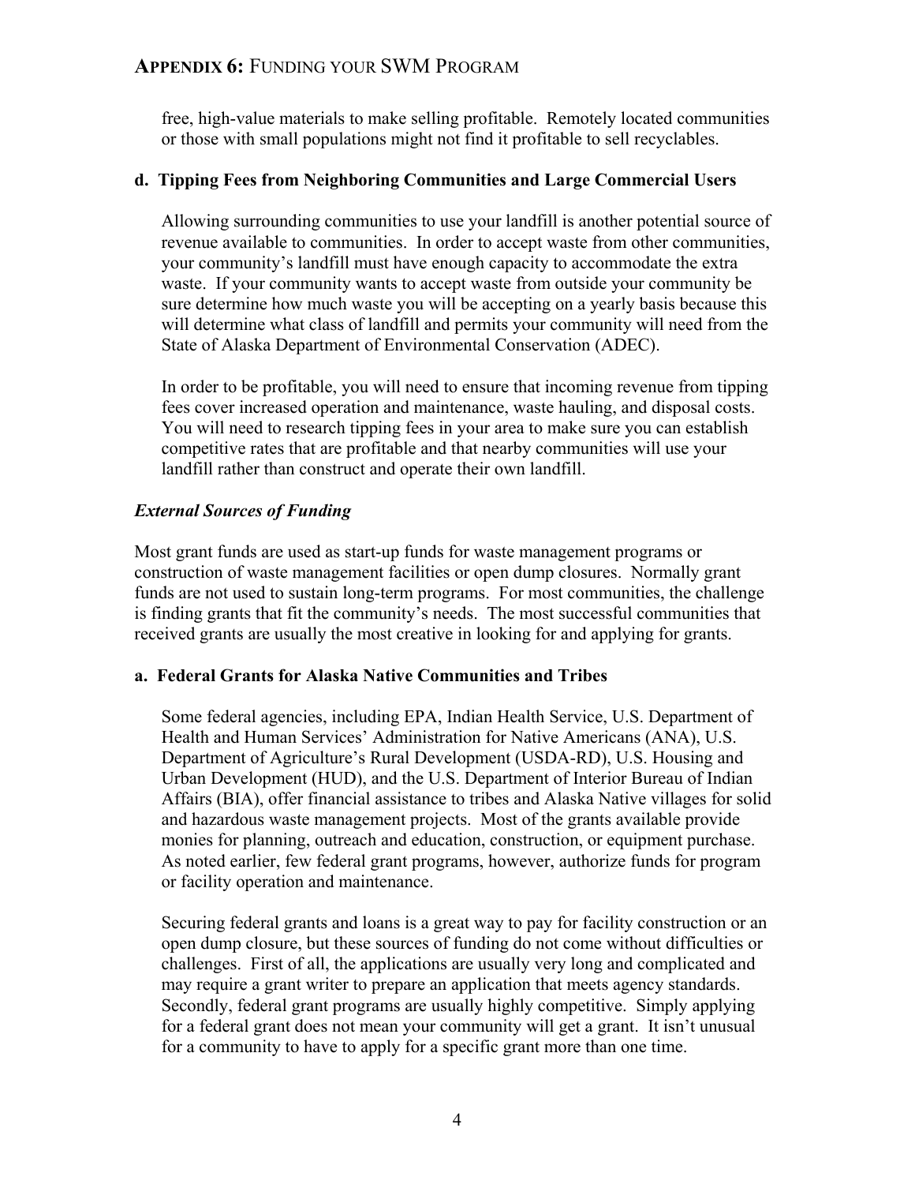free, high-value materials to make selling profitable. Remotely located communities or those with small populations might not find it profitable to sell recyclables.

**d. Tipping Fees from Neighboring Communities and Large Commercial Users**

Allowing surrounding communities to use your landfill is another potential source of revenue available to communities. In order to accept waste from other communities, your community's landfill must have enough capacity to accommodate the extra waste. If your community wants to accept waste from outside your community be sure determine how much waste you will be accepting on a yearly basis because this will determine what class of landfill and permits your community will need from the State of Alaska Department of Environmental Conservation (ADEC).

In order to be profitable, you will need to ensure that incoming revenue from tipping fees cover increased operation and maintenance, waste hauling, and disposal costs. You will need to research tipping fees in your area to make sure you can establish competitive rates that are profitable and that nearby communities will use your landfill rather than construct and operate their own landfill.

***External Sources of Funding***

Most grant funds are used as start-up funds for waste management programs or construction of waste management facilities or open dump closures. Normally grant funds are not used to sustain long-term programs. For most communities, the challenge is finding grants that fit the community's needs. The most successful communities that received grants are usually the most creative in looking for and applying for grants.

**a. Federal Grants for Alaska Native Communities and Tribes**

Some federal agencies, including EPA, Indian Health Service, U.S. Department of Health and Human Services' Administration for Native Americans (ANA), U.S. Department of Agriculture's Rural Development (USDA-RD), U.S. Housing and Urban Development (HUD), and the U.S. Department of Interior Bureau of Indian Affairs (BIA), offer financial assistance to tribes and Alaska Native villages for solid and hazardous waste management projects. Most of the grants available provide monies for planning, outreach and education, construction, or equipment purchase. As noted earlier, few federal grant programs, however, authorize funds for program or facility operation and maintenance.

Securing federal grants and loans is a great way to pay for facility construction or an open dump closure, but these sources of funding do not come without difficulties or challenges. First of all, the applications are usually very long and complicated and may require a grant writer to prepare an application that meets agency standards. Secondly, federal grant programs are usually highly competitive. Simply applying for a federal grant does not mean your community will get a grant. It isn't unusual for a community to have to apply for a specific grant more than one time.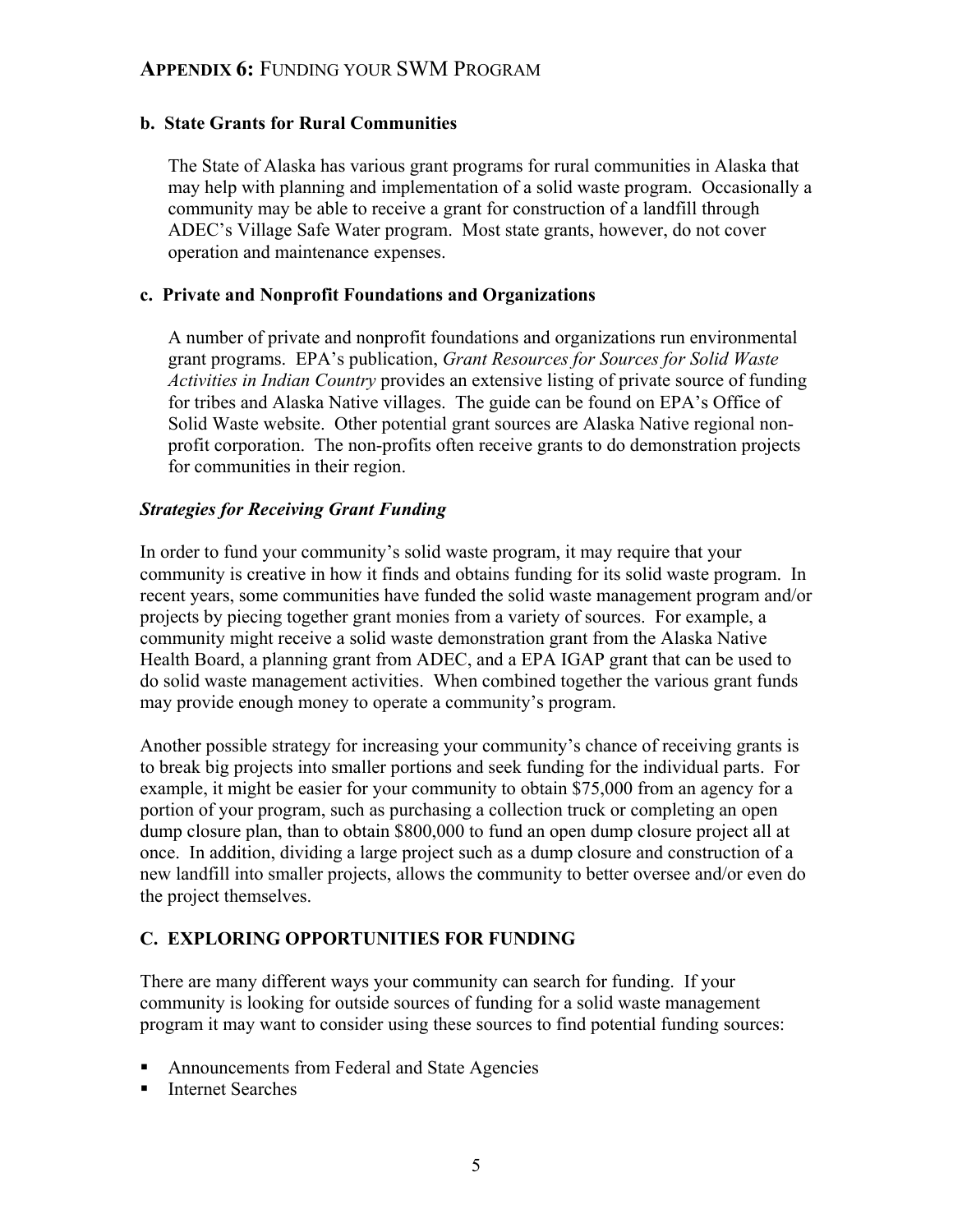## b. State Grants for Rural Communities

The State of Alaska has various grant programs for rural communities in Alaska that may help with planning and implementation of a solid waste program. Occasionally a community may be able to receive a grant for construction of a landfill through ADEC's Village Safe Water program. Most state grants, however, do not cover operation and maintenance expenses.

## c. Private and Nonprofit Foundations and Organizations

A number of private and nonprofit foundations and organizations run environmental grant programs. EPA's publication, *Grant Resources for Sources for Solid Waste Activities in Indian Country* provides an extensive listing of private source of funding for tribes and Alaska Native villages. The guide can be found on EPA's Office of Solid Waste website. Other potential grant sources are Alaska Native regional non-profit corporation. The non-profits often receive grants to do demonstration projects for communities in their region.

### *Strategies for Receiving Grant Funding*

In order to fund your community's solid waste program, it may require that your community is creative in how it finds and obtains funding for its solid waste program. In recent years, some communities have funded the solid waste management program and/or projects by piecing together grant monies from a variety of sources. For example, a community might receive a solid waste demonstration grant from the Alaska Native Health Board, a planning grant from ADEC, and a EPA IGAP grant that can be used to do solid waste management activities. When combined together the various grant funds may provide enough money to operate a community's program.

Another possible strategy for increasing your community's chance of receiving grants is to break big projects into smaller portions and seek funding for the individual parts. For example, it might be easier for your community to obtain $75,000 from an agency for a portion of your program, such as purchasing a collection truck or completing an open dump closure plan, than to obtain $800,000 to fund an open dump closure project all at once. In addition, dividing a large project such as a dump closure and construction of a new landfill into smaller projects, allows the community to better oversee and/or even do the project themselves.

## C. EXPLORING OPPORTUNITIES FOR FUNDING

There are many different ways your community can search for funding. If your community is looking for outside sources of funding for a solid waste management program it may want to consider using these sources to find potential funding sources:

- Announcements from Federal and State Agencies
- Internet Searches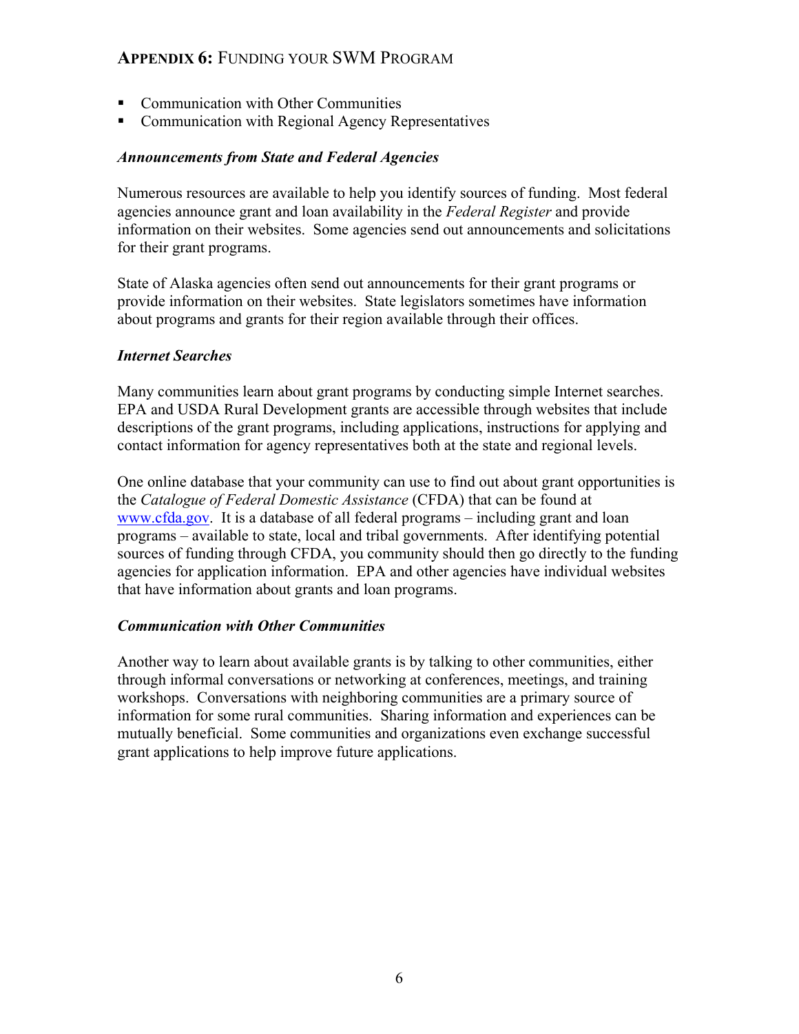- Communication with Other Communities
- Communication with Regional Agency Representatives

***Announcements from State and Federal Agencies***

Numerous resources are available to help you identify sources of funding. Most federal agencies announce grant and loan availability in the *Federal Register* and provide information on their websites. Some agencies send out announcements and solicitations for their grant programs.

State of Alaska agencies often send out announcements for their grant programs or provide information on their websites. State legislators sometimes have information about programs and grants for their region available through their offices.

***Internet Searches***

Many communities learn about grant programs by conducting simple Internet searches. EPA and USDA Rural Development grants are accessible through websites that include descriptions of the grant programs, including applications, instructions for applying and contact information for agency representatives both at the state and regional levels.

One online database that your community can use to find out about grant opportunities is the *Catalogue of Federal Domestic Assistance* (CFDA) that can be found at [www.cfda.gov](http://www.cfda.gov). It is a database of all federal programs – including grant and loan programs – available to state, local and tribal governments. After identifying potential sources of funding through CFDA, you community should then go directly to the funding agencies for application information. EPA and other agencies have individual websites that have information about grants and loan programs.

***Communication with Other Communities***

Another way to learn about available grants is by talking to other communities, either through informal conversations or networking at conferences, meetings, and training workshops. Conversations with neighboring communities are a primary source of information for some rural communities. Sharing information and experiences can be mutually beneficial. Some communities and organizations even exchange successful grant applications to help improve future applications.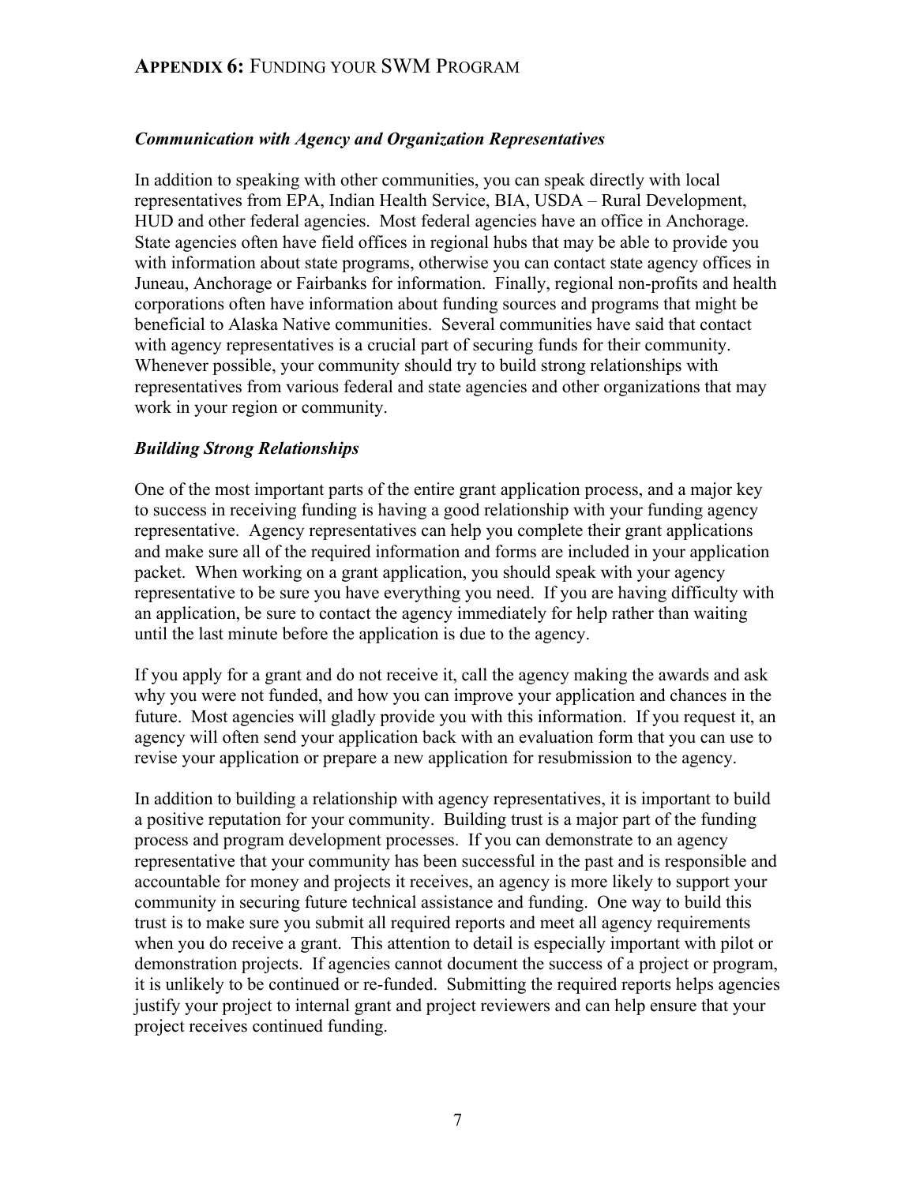## APPENDIX 6: FUNDING YOUR SWM PROGRAM

### *Communication with Agency and Organization Representatives*

In addition to speaking with other communities, you can speak directly with local representatives from EPA, Indian Health Service, BIA, USDA – Rural Development, HUD and other federal agencies. Most federal agencies have an office in Anchorage. State agencies often have field offices in regional hubs that may be able to provide you with information about state programs, otherwise you can contact state agency offices in Juneau, Anchorage or Fairbanks for information. Finally, regional non-profits and health corporations often have information about funding sources and programs that might be beneficial to Alaska Native communities. Several communities have said that contact with agency representatives is a crucial part of securing funds for their community. Whenever possible, your community should try to build strong relationships with representatives from various federal and state agencies and other organizations that may work in your region or community.

### *Building Strong Relationships*

One of the most important parts of the entire grant application process, and a major key to success in receiving funding is having a good relationship with your funding agency representative. Agency representatives can help you complete their grant applications and make sure all of the required information and forms are included in your application packet. When working on a grant application, you should speak with your agency representative to be sure you have everything you need. If you are having difficulty with an application, be sure to contact the agency immediately for help rather than waiting until the last minute before the application is due to the agency.

If you apply for a grant and do not receive it, call the agency making the awards and ask why you were not funded, and how you can improve your application and chances in the future. Most agencies will gladly provide you with this information. If you request it, an agency will often send your application back with an evaluation form that you can use to revise your application or prepare a new application for resubmission to the agency.

In addition to building a relationship with agency representatives, it is important to build a positive reputation for your community. Building trust is a major part of the funding process and program development processes. If you can demonstrate to an agency representative that your community has been successful in the past and is responsible and accountable for money and projects it receives, an agency is more likely to support your community in securing future technical assistance and funding. One way to build this trust is to make sure you submit all required reports and meet all agency requirements when you do receive a grant. This attention to detail is especially important with pilot or demonstration projects. If agencies cannot document the success of a project or program, it is unlikely to be continued or re-funded. Submitting the required reports helps agencies justify your project to internal grant and project reviewers and can help ensure that your project receives continued funding.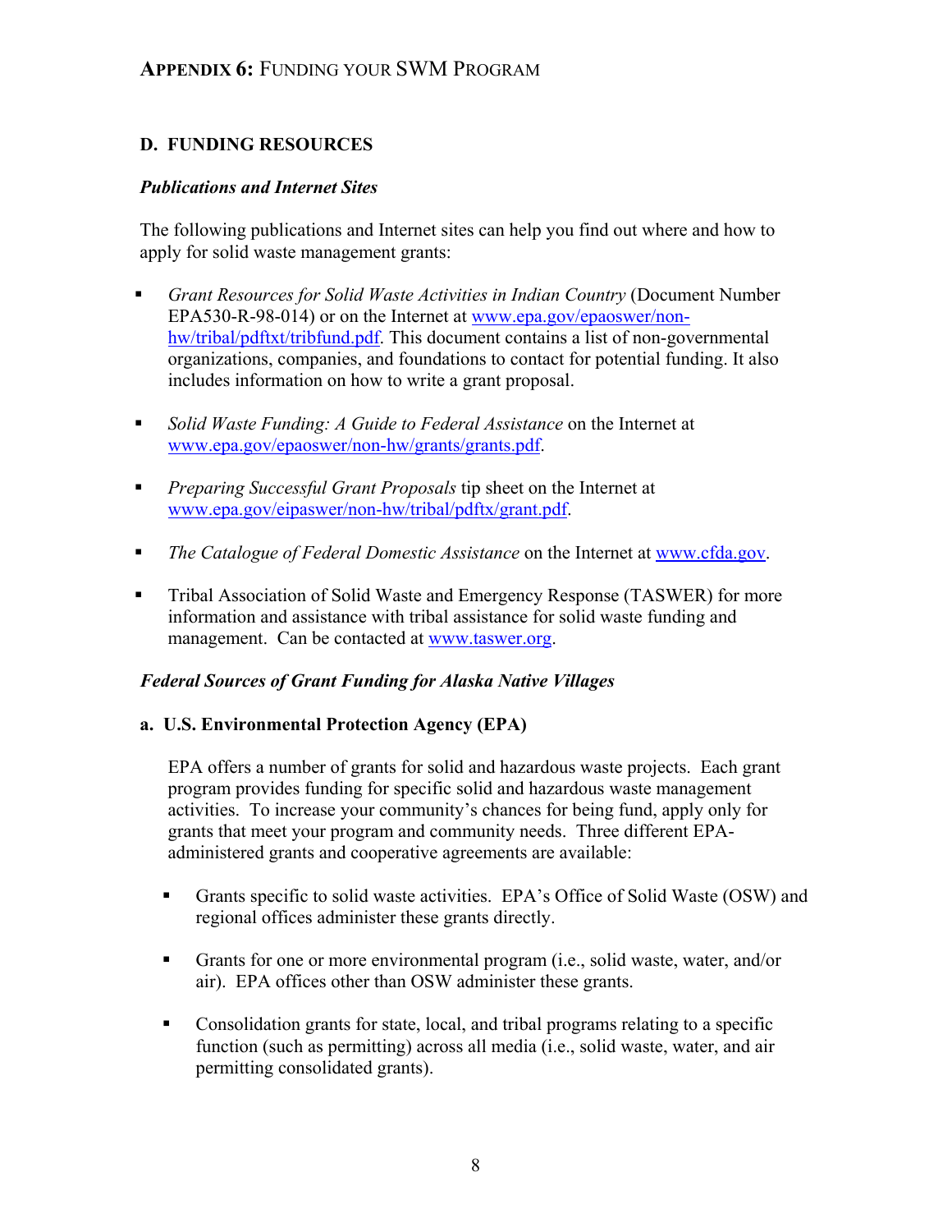## D. FUNDING RESOURCES

### *Publications and Internet Sites*

The following publications and Internet sites can help you find out where and how to apply for solid waste management grants:

- *Grant Resources for Solid Waste Activities in Indian Country* (Document Number EPA530-R-98-014) or on the Internet at www.epa.gov/epaoswer/non-hw/tribal/pdftxt/tribfund.pdf. This document contains a list of non-governmental organizations, companies, and foundations to contact for potential funding. It also includes information on how to write a grant proposal.

- *Solid Waste Funding: A Guide to Federal Assistance* on the Internet at www.epa.gov/epaoswer/non-hw/grants/grants.pdf.

- *Preparing Successful Grant Proposals* tip sheet on the Internet at www.epa.gov/eipaswer/non-hw/tribal/pdftx/grant.pdf.

- *The Catalogue of Federal Domestic Assistance* on the Internet at www.cfda.gov.

- Tribal Association of Solid Waste and Emergency Response (TASWER) for more information and assistance with tribal assistance for solid waste funding and management. Can be contacted at www.taswer.org.

### *Federal Sources of Grant Funding for Alaska Native Villages*

#### a. U.S. Environmental Protection Agency (EPA)

EPA offers a number of grants for solid and hazardous waste projects. Each grant program provides funding for specific solid and hazardous waste management activities. To increase your community's chances for being fund, apply only for grants that meet your program and community needs. Three different EPA-administered grants and cooperative agreements are available:

- Grants specific to solid waste activities. EPA's Office of Solid Waste (OSW) and regional offices administer these grants directly.

- Grants for one or more environmental program (i.e., solid waste, water, and/or air). EPA offices other than OSW administer these grants.

- Consolidation grants for state, local, and tribal programs relating to a specific function (such as permitting) across all media (i.e., solid waste, water, and air permitting consolidated grants).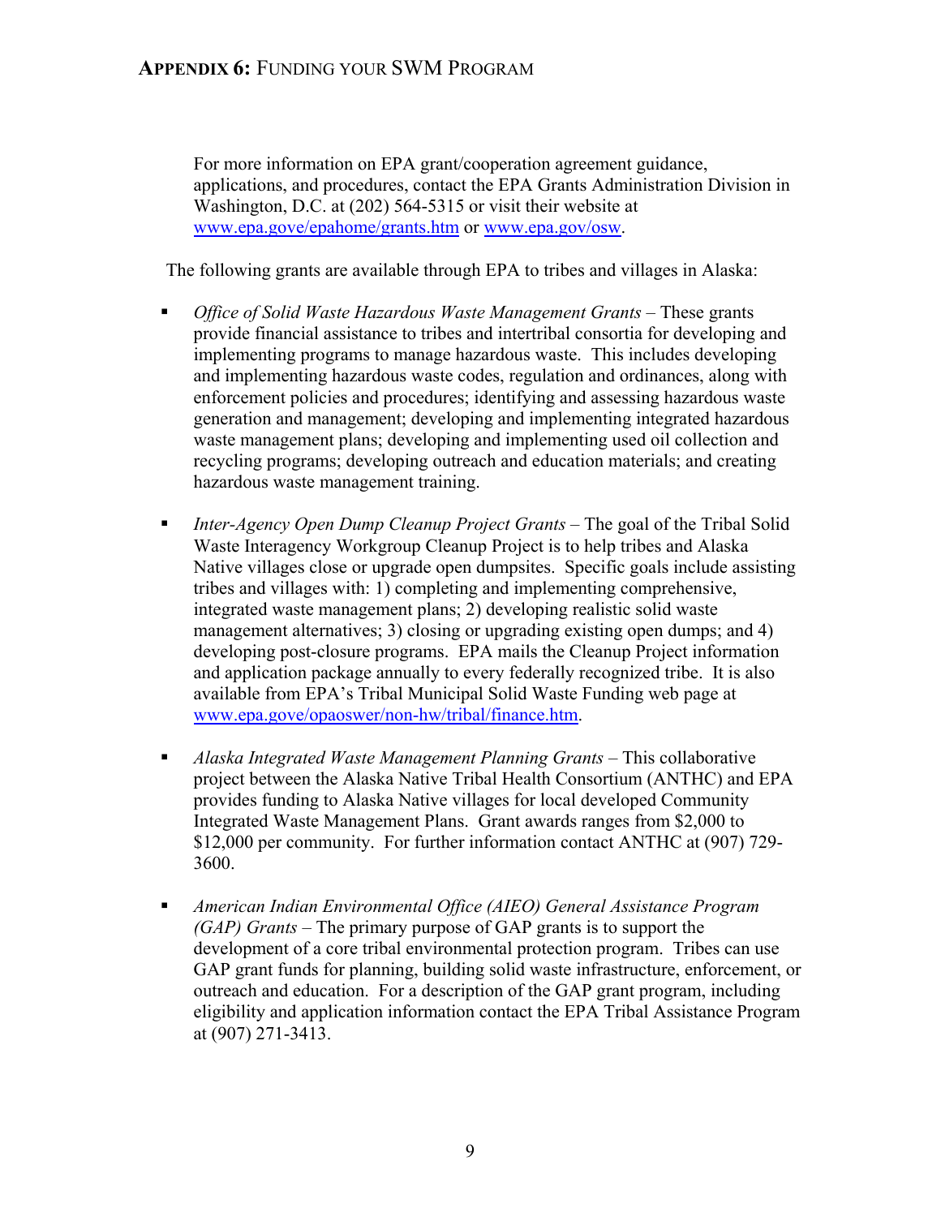For more information on EPA grant/cooperation agreement guidance, applications, and procedures, contact the EPA Grants Administration Division in Washington, D.C. at (202) 564-5315 or visit their website at www.epa.gove/epahome/grants.htm or www.epa.gov/osw.

The following grants are available through EPA to tribes and villages in Alaska:

- *Office of Solid Waste Hazardous Waste Management Grants* – These grants provide financial assistance to tribes and intertribal consortia for developing and implementing programs to manage hazardous waste. This includes developing and implementing hazardous waste codes, regulation and ordinances, along with enforcement policies and procedures; identifying and assessing hazardous waste generation and management; developing and implementing integrated hazardous waste management plans; developing and implementing used oil collection and recycling programs; developing outreach and education materials; and creating hazardous waste management training.

- *Inter-Agency Open Dump Cleanup Project Grants* – The goal of the Tribal Solid Waste Interagency Workgroup Cleanup Project is to help tribes and Alaska Native villages close or upgrade open dumpsites. Specific goals include assisting tribes and villages with: 1) completing and implementing comprehensive, integrated waste management plans; 2) developing realistic solid waste management alternatives; 3) closing or upgrading existing open dumps; and 4) developing post-closure programs. EPA mails the Cleanup Project information and application package annually to every federally recognized tribe. It is also available from EPA's Tribal Municipal Solid Waste Funding web page at www.epa.gove/opaoswer/non-hw/tribal/finance.htm.

- *Alaska Integrated Waste Management Planning Grants* – This collaborative project between the Alaska Native Tribal Health Consortium (ANTHC) and EPA provides funding to Alaska Native villages for local developed Community Integrated Waste Management Plans. Grant awards ranges from $2,000 to $12,000 per community. For further information contact ANTHC at (907) 729-3600.

- *American Indian Environmental Office (AIEO) General Assistance Program (GAP) Grants* – The primary purpose of GAP grants is to support the development of a core tribal environmental protection program. Tribes can use GAP grant funds for planning, building solid waste infrastructure, enforcement, or outreach and education. For a description of the GAP grant program, including eligibility and application information contact the EPA Tribal Assistance Program at (907) 271-3413.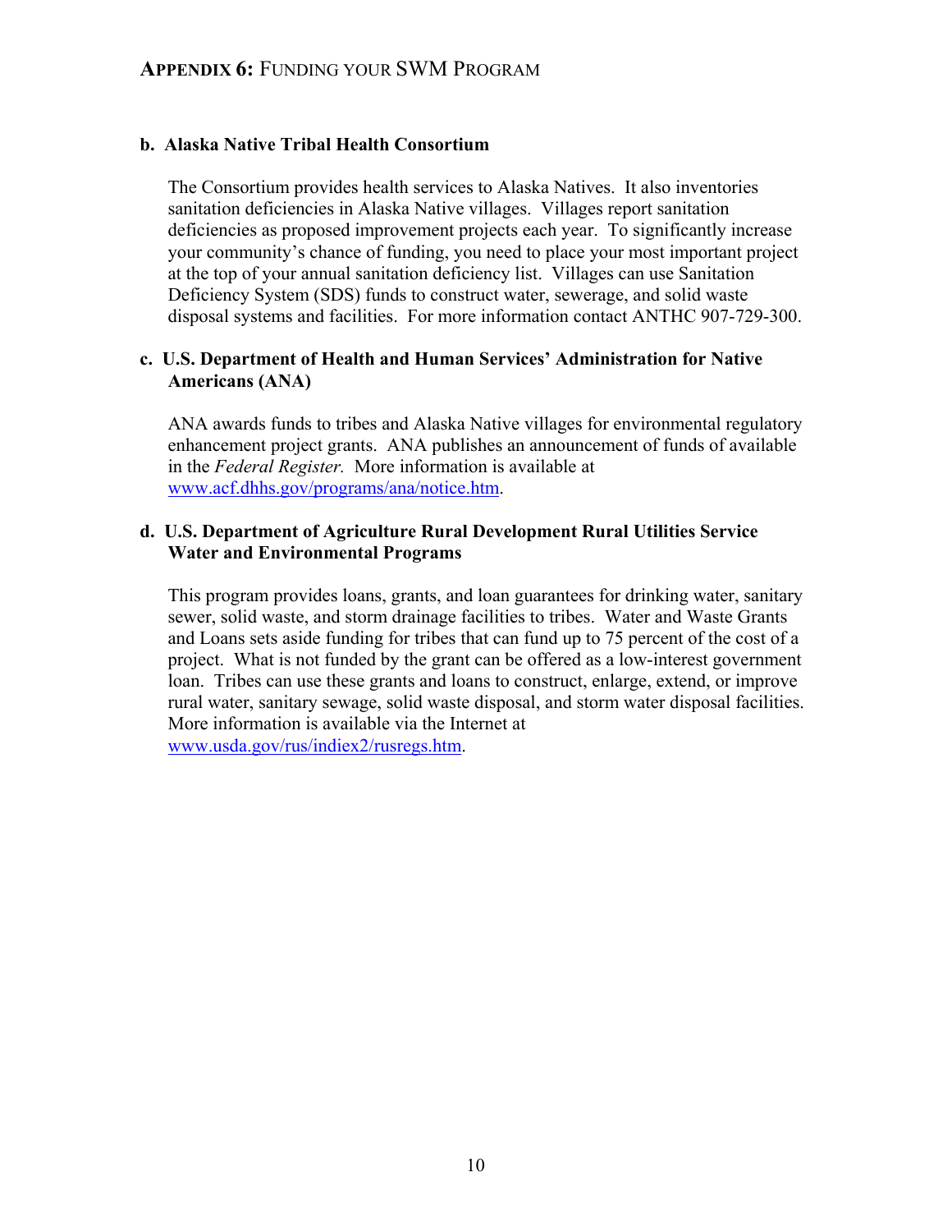**b. Alaska Native Tribal Health Consortium**

The Consortium provides health services to Alaska Natives. It also inventories sanitation deficiencies in Alaska Native villages. Villages report sanitation deficiencies as proposed improvement projects each year. To significantly increase your community's chance of funding, you need to place your most important project at the top of your annual sanitation deficiency list. Villages can use Sanitation Deficiency System (SDS) funds to construct water, sewerage, and solid waste disposal systems and facilities. For more information contact ANTHC 907-729-300.

**c. U.S. Department of Health and Human Services' Administration for Native Americans (ANA)**

ANA awards funds to tribes and Alaska Native villages for environmental regulatory enhancement project grants. ANA publishes an announcement of funds of available in the *Federal Register.* More information is available at www.acf.dhhs.gov/programs/ana/notice.htm.

**d. U.S. Department of Agriculture Rural Development Rural Utilities Service Water and Environmental Programs**

This program provides loans, grants, and loan guarantees for drinking water, sanitary sewer, solid waste, and storm drainage facilities to tribes. Water and Waste Grants and Loans sets aside funding for tribes that can fund up to 75 percent of the cost of a project. What is not funded by the grant can be offered as a low-interest government loan. Tribes can use these grants and loans to construct, enlarge, extend, or improve rural water, sanitary sewage, solid waste disposal, and storm water disposal facilities. More information is available via the Internet at www.usda.gov/rus/indiex2/rusregs.htm.